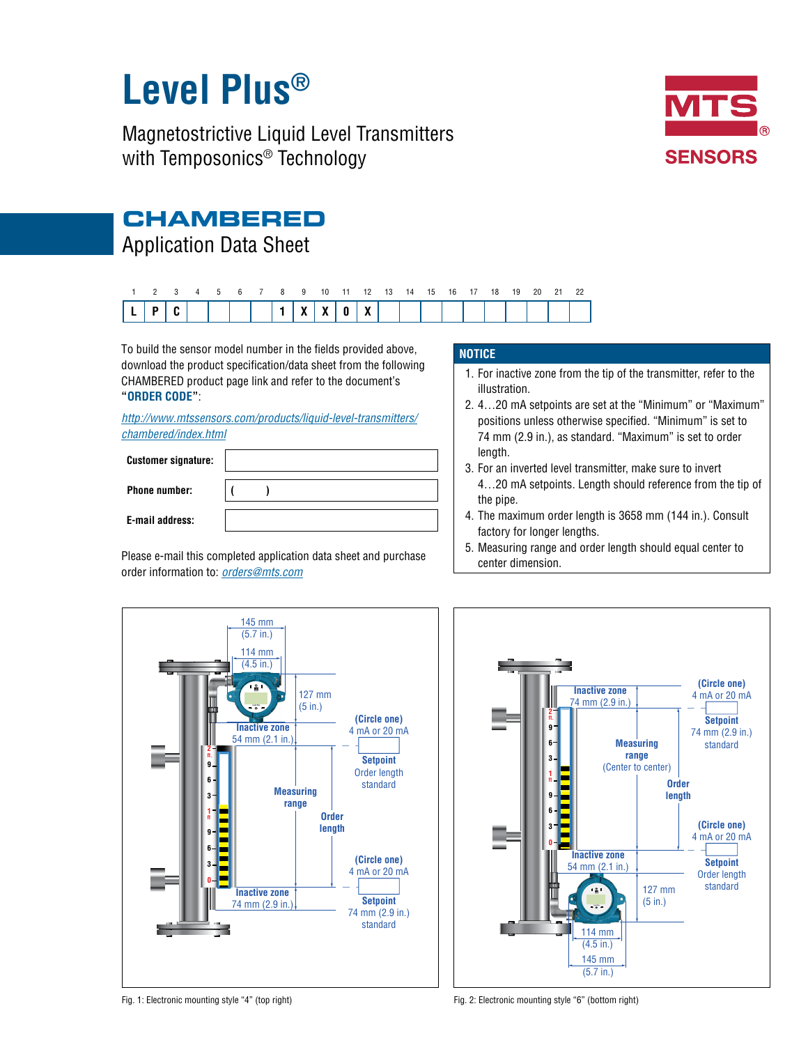# Level Plus®

Magnetostrictive Liquid Level Transmitters with Temposonics® Technology

MTS® SENSORS

## CHAMBERED

Application Data Sheet

| 1 | 2 | 3 | 4 | 5 | 6 | 7 | 8 | 9 | 10 | 11 | 12 | 13 | 14 | 15 | 16 | 17 | 18 | 19 | 20 | 21 | 22 |
|---|---|---|---|---|---|---|---|---|---|---|---|---|---|---|---|---|---|---|---|---|---|
| L | P | C | | | | | 1 | X | X | 0 | X | | | | | | | | | | |

To build the sensor model number in the fields provided above, download the product specification/data sheet from the following CHAMBERED product page link and refer to the document's **"ORDER CODE"**:

*http://www.mtssensors.com/products/liquid-level-transmitters/chambered/index.html*

| | |
|---|---|
| **Customer signature:** | |
| **Phone number:** | (        ) |
| **E-mail address:** | |

Please e-mail this completed application data sheet and purchase order information to: *orders@mts.com*

### NOTICE

1. For inactive zone from the tip of the transmitter, refer to the illustration.
2. 4…20 mA setpoints are set at the "Minimum" or "Maximum" positions unless otherwise specified. "Minimum" is set to 74 mm (2.9 in.), as standard. "Maximum" is set to order length.
3. For an inverted level transmitter, make sure to invert 4…20 mA setpoints. Length should reference from the tip of the pipe.
4. The maximum order length is 3658 mm (144 in.). Consult factory for longer lengths.
5. Measuring range and order length should equal center to center dimension.

Fig. 1: Electronic mounting style "4" (top right)

Fig. 2: Electronic mounting style "6" (bottom right)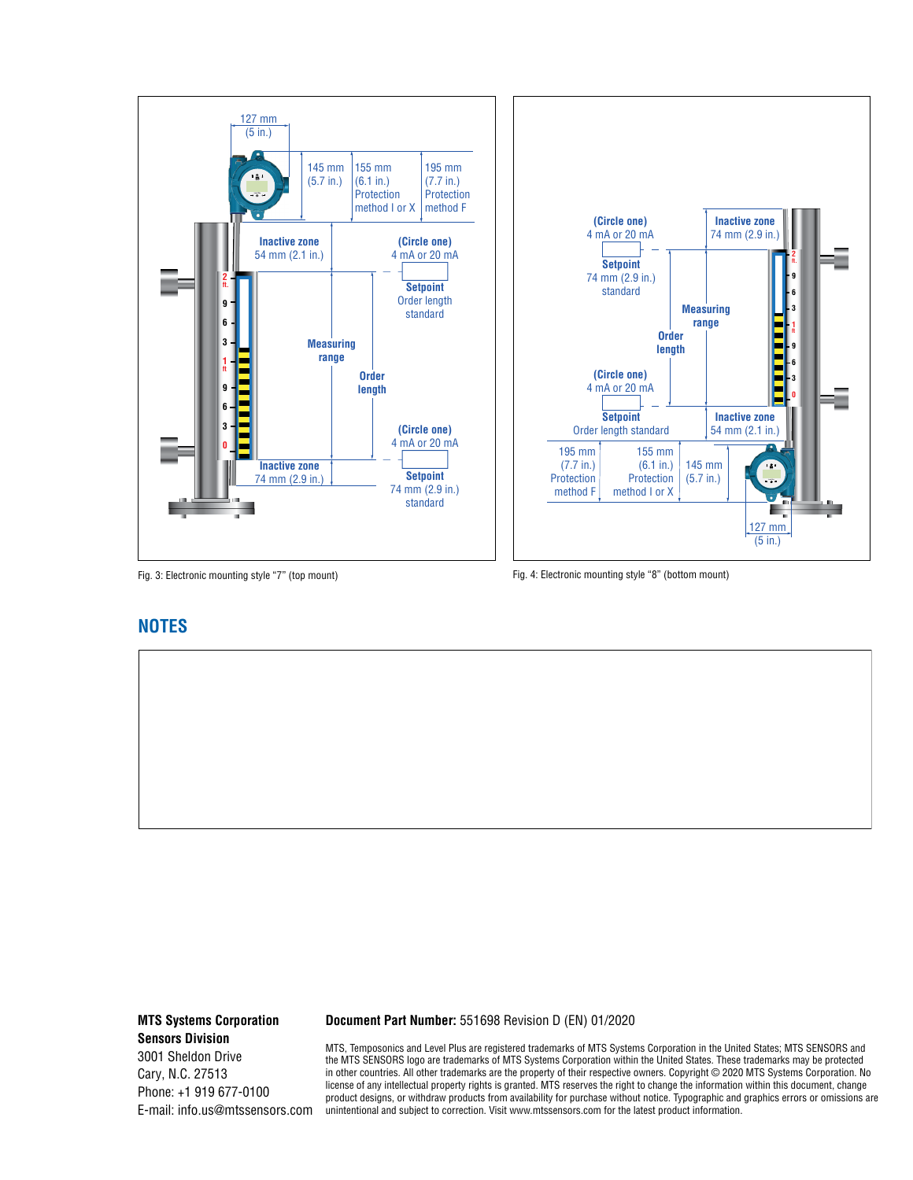127 mm
(5 in.)

145 mm
(5.7 in.)

155 mm
(6.1 in.)
Protection
method I or X

195 mm
(7.7 in.)
Protection
method F

**Inactive zone**
54 mm (2.1 in.)

**(Circle one)**
4 mA or 20 mA

**Setpoint**
Order length
standard

**Measuring range**

**Order length**

**(Circle one)**
4 mA or 20 mA

**Inactive zone**
74 mm (2.9 in.)

**Setpoint**
74 mm (2.9 in.)
standard

Fig. 3: Electronic mounting style "7" (top mount)

**(Circle one)**
4 mA or 20 mA

**Setpoint**
74 mm (2.9 in.)
standard

**Inactive zone**
74 mm (2.9 in.)

**Measuring range**

**Order length**

**(Circle one)**
4 mA or 20 mA

**Setpoint**
Order length standard

**Inactive zone**
54 mm (2.1 in.)

195 mm
(7.7 in.)
Protection
method F

155 mm
(6.1 in.)
Protection
method I or X

145 mm
(5.7 in.)

127 mm
(5 in.)

Fig. 4: Electronic mounting style "8" (bottom mount)

## NOTES

**MTS Systems Corporation**
**Sensors Division**
3001 Sheldon Drive
Cary, N.C. 27513
Phone: +1 919 677-0100
E-mail: info.us@mtssensors.com

**Document Part Number:** 551698 Revision D (EN) 01/2020

MTS, Temposonics and Level Plus are registered trademarks of MTS Systems Corporation in the United States; MTS SENSORS and the MTS SENSORS logo are trademarks of MTS Systems Corporation within the United States. These trademarks may be protected in other countries. All other trademarks are the property of their respective owners. Copyright © 2020 MTS Systems Corporation. No license of any intellectual property rights is granted. MTS reserves the right to change the information within this document, change product designs, or withdraw products from availability for purchase without notice. Typographic and graphics errors or omissions are unintentional and subject to correction. Visit www.mtssensors.com for the latest product information.